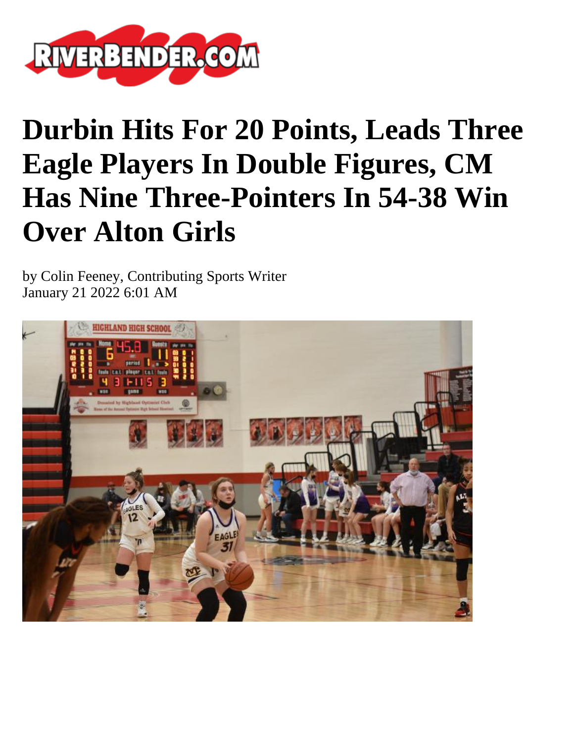# Durbin Hits For 20 Points, Leads Three Eagle Players In Double Figures, CM Has Nine Three-Pointers In 54-38 Win Over Alton Girls

by Colin Feeney, Contributing Sports Writer
January 21 2022 6:01 AM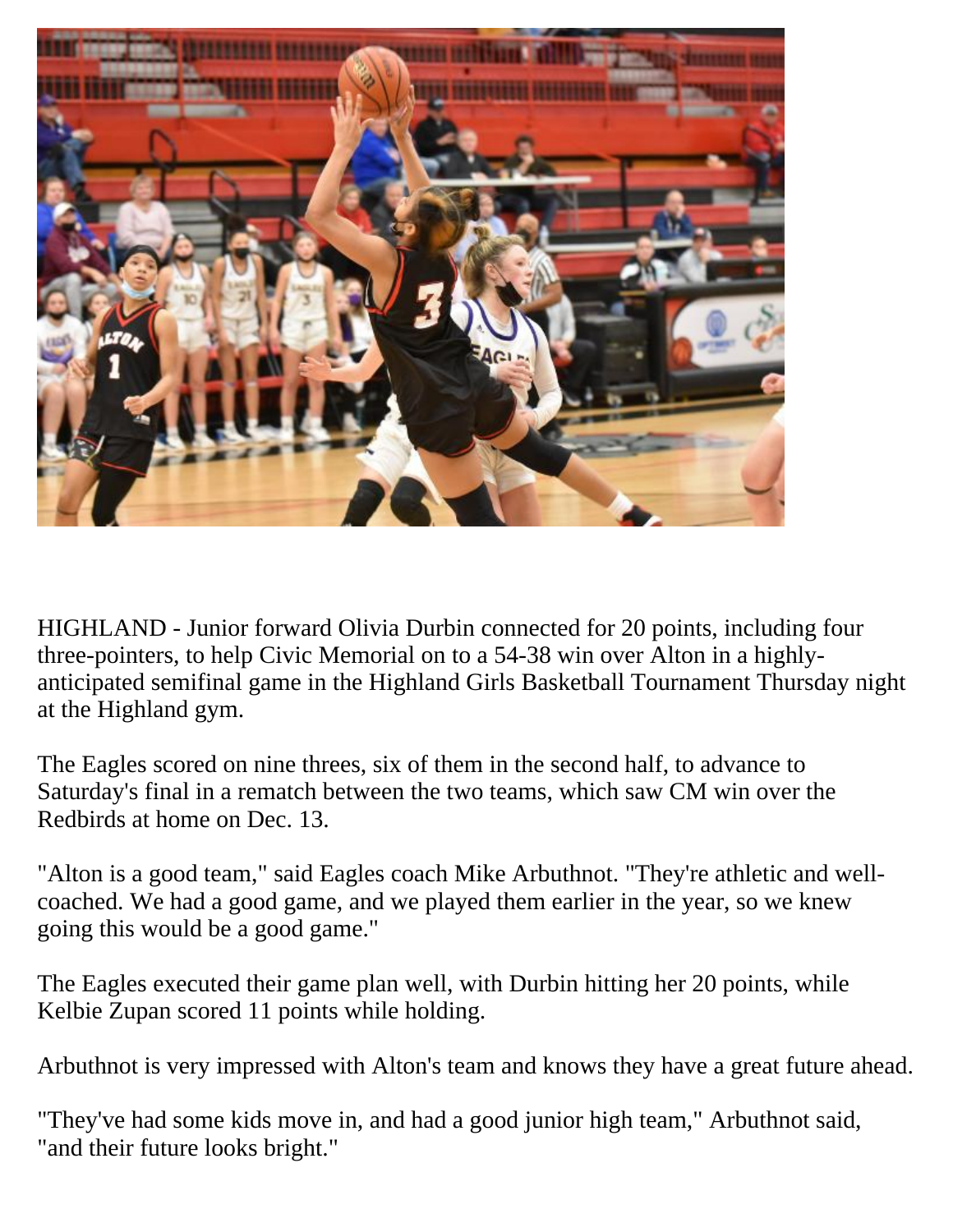HIGHLAND - Junior forward Olivia Durbin connected for 20 points, including four three-pointers, to help Civic Memorial on to a 54-38 win over Alton in a highly-anticipated semifinal game in the Highland Girls Basketball Tournament Thursday night at the Highland gym.

The Eagles scored on nine threes, six of them in the second half, to advance to Saturday's final in a rematch between the two teams, which saw CM win over the Redbirds at home on Dec. 13.

"Alton is a good team," said Eagles coach Mike Arbuthnot. "They're athletic and well-coached. We had a good game, and we played them earlier in the year, so we knew going this would be a good game."

The Eagles executed their game plan well, with Durbin hitting her 20 points, while Kelbie Zupan scored 11 points while holding.

Arbuthnot is very impressed with Alton's team and knows they have a great future ahead.

"They've had some kids move in, and had a good junior high team," Arbuthnot said, "and their future looks bright."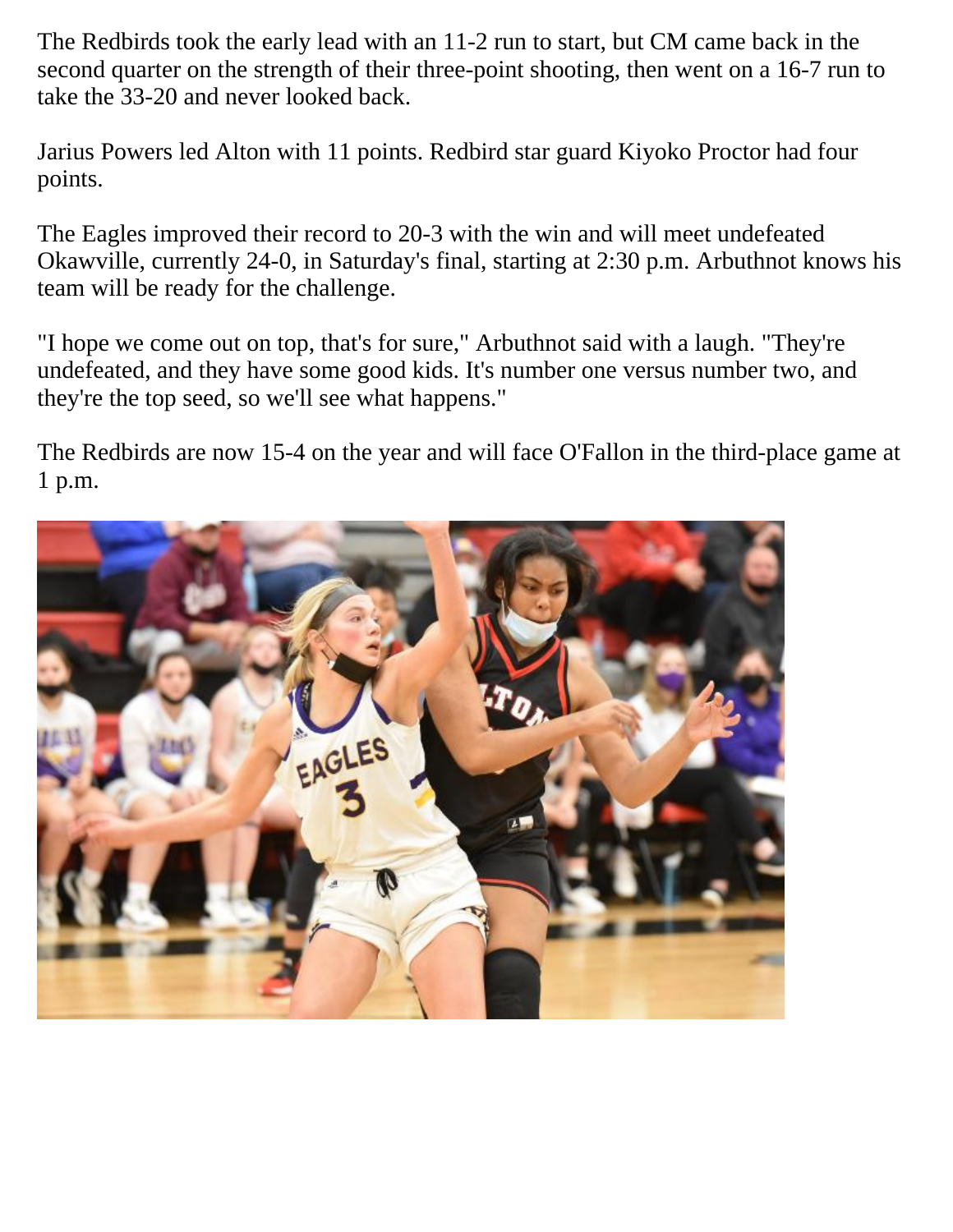The Redbirds took the early lead with an 11-2 run to start, but CM came back in the second quarter on the strength of their three-point shooting, then went on a 16-7 run to take the 33-20 and never looked back.

Jarius Powers led Alton with 11 points. Redbird star guard Kiyoko Proctor had four points.

The Eagles improved their record to 20-3 with the win and will meet undefeated Okawville, currently 24-0, in Saturday's final, starting at 2:30 p.m. Arbuthnot knows his team will be ready for the challenge.

"I hope we come out on top, that's for sure," Arbuthnot said with a laugh. "They're undefeated, and they have some good kids. It's number one versus number two, and they're the top seed, so we'll see what happens."

The Redbirds are now 15-4 on the year and will face O'Fallon in the third-place game at 1 p.m.